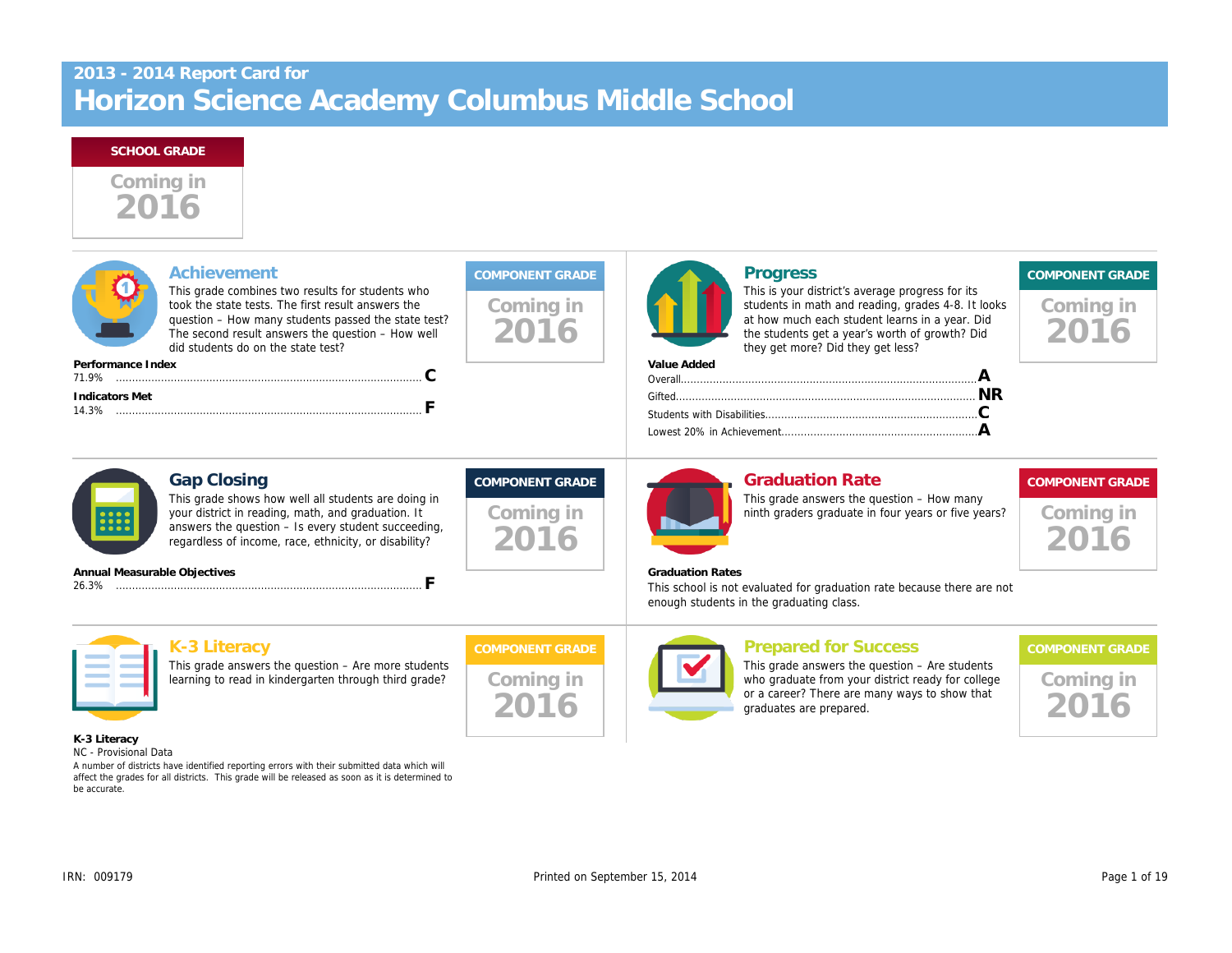## 2013 - 2014 Report Card for

# Horizon Science Academy Columbus Middle School

**SCHOOL GRADE**

Coming in 2016

---

## Achievement

This grade combines two results for students who took the state tests. The first result answers the question – How many students passed the state test? The second result answers the question – How well did students do on the state test?

**COMPONENT GRADE**

Coming in 2016

**Performance Index**

71.9% ........................................................ **C**

**Indicators Met**

14.3% ........................................................ **F**

---

## Progress

This is your district's average progress for its students in math and reading, grades 4-8. It looks at how much each student learns in a year. Did the students get a year's worth of growth? Did they get more? Did they get less?

**COMPONENT GRADE**

Coming in 2016

**Value Added**

Overall........................................................ **A**

Gifted........................................................ **NR**

Students with Disabilities........................................ **C**

Lowest 20% in Achievement...................................... **A**

---

## Gap Closing

This grade shows how well all students are doing in your district in reading, math, and graduation. It answers the question – Is every student succeeding, regardless of income, race, ethnicity, or disability?

**COMPONENT GRADE**

Coming in 2016

**Annual Measurable Objectives**

26.3% ........................................................ **F**

---

## Graduation Rate

This grade answers the question – How many ninth graders graduate in four years or five years?

**COMPONENT GRADE**

Coming in 2016

**Graduation Rates**

This school is not evaluated for graduation rate because there are not enough students in the graduating class.

---

## K-3 Literacy

This grade answers the question – Are more students learning to read in kindergarten through third grade?

**COMPONENT GRADE**

Coming in 2016

**K-3 Literacy**

NC - Provisional Data

A number of districts have identified reporting errors with their submitted data which will affect the grades for all districts. This grade will be released as soon as it is determined to be accurate.

---

## Prepared for Success

This grade answers the question – Are students who graduate from your district ready for college or a career? There are many ways to show that graduates are prepared.

**COMPONENT GRADE**

Coming in 2016

---

IRN: 009179

Printed on September 15, 2014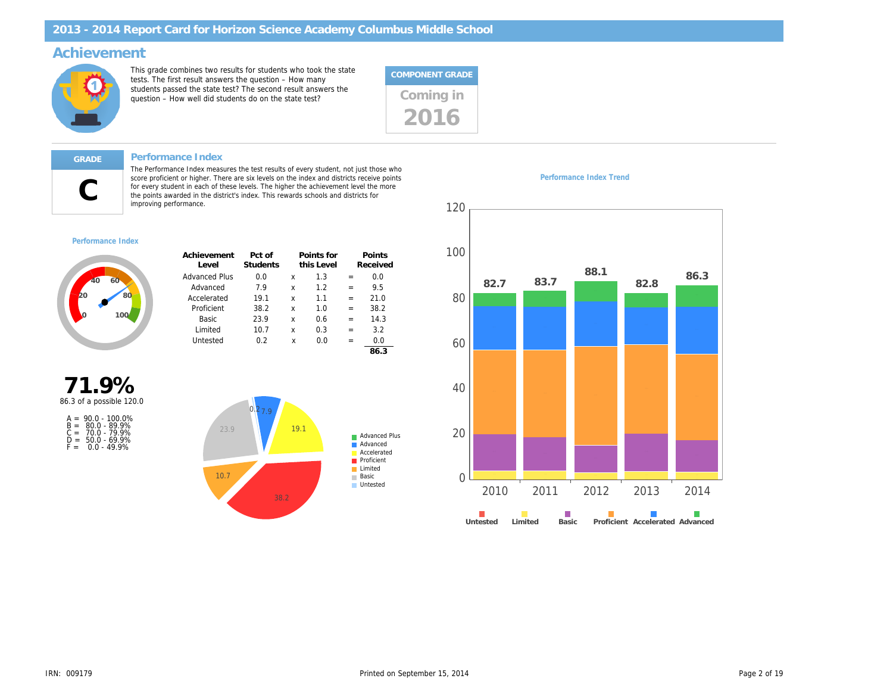# 2013 - 2014 Report Card for Horizon Science Academy Columbus Middle School

## Achievement

This grade combines two results for students who took the state tests. The first result answers the question – How many students passed the state test? The second result answers the question – How well did students do on the state test?

**COMPONENT GRADE**

Coming in **2016**

---

**GRADE**

**C**

### Performance Index

The Performance Index measures the test results of every student, not just those who score proficient or higher. There are six levels on the index and districts receive points for every student in each of these levels. The higher the achievement level the more the points awarded in the district's index. This rewards schools and districts for improving performance.

**Performance Index**

| Achievement Level | Pct of Students | | Points for this Level | | Points Received |
|---|---|---|---|---|---|
| Advanced Plus | 0.0 | x | 1.3 | = | 0.0 |
| Advanced | 7.9 | x | 1.2 | = | 9.5 |
| Accelerated | 19.1 | x | 1.1 | = | 21.0 |
| Proficient | 38.2 | x | 1.0 | = | 38.2 |
| Basic | 23.9 | x | 0.6 | = | 14.3 |
| Limited | 10.7 | x | 0.3 | = | 3.2 |
| Untested | 0.2 | x | 0.0 | = | 0.0 |
| | | | | | **86.3** |

**71.9%**

86.3 of a possible 120.0

A = 90.0 - 100.0%
B = 80.0 - 89.9%
C = 70.0 - 79.9%
D = 50.0 - 69.9%
F = 0.0 - 49.9%

**Performance Index Trend**

| Year | Performance Index |
|---|---|
| 2010 | 82.7 |
| 2011 | 83.7 |
| 2012 | 88.1 |
| 2013 | 82.8 |
| 2014 | 86.3 |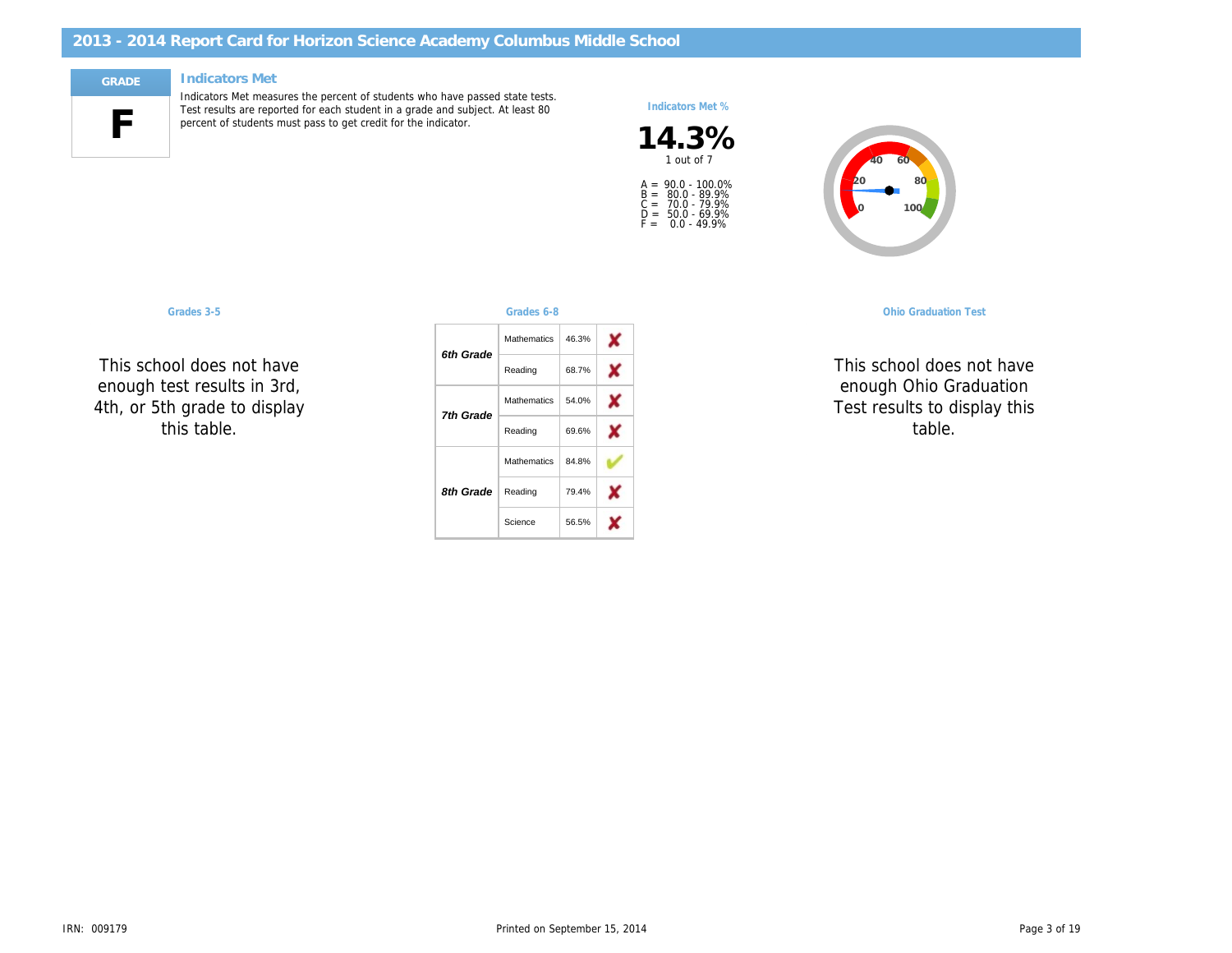# 2013 - 2014 Report Card for Horizon Science Academy Columbus Middle School

**GRADE**

**F**

## Indicators Met

Indicators Met measures the percent of students who have passed state tests. Test results are reported for each student in a grade and subject. At least 80 percent of students must pass to get credit for the indicator.

**Indicators Met %**

**14.3%**

1 out of 7

A = 90.0 - 100.0%
B = 80.0 - 89.9%
C = 70.0 - 79.9%
D = 50.0 - 69.9%
F = 0.0 - 49.9%

### Grades 3-5

This school does not have enough test results in 3rd, 4th, or 5th grade to display this table.

### Grades 6-8

| Grade | Subject | Percent | Met |
|---|---|---|---|
| *6th Grade* | Mathematics | 46.3% | ✘ |
| | Reading | 68.7% | ✘ |
| *7th Grade* | Mathematics | 54.0% | ✘ |
| | Reading | 69.6% | ✘ |
| *8th Grade* | Mathematics | 84.8% | ✔ |
| | Reading | 79.4% | ✘ |
| | Science | 56.5% | ✘ |

### Ohio Graduation Test

This school does not have enough Ohio Graduation Test results to display this table.

IRN: 009179

Printed on September 15, 2014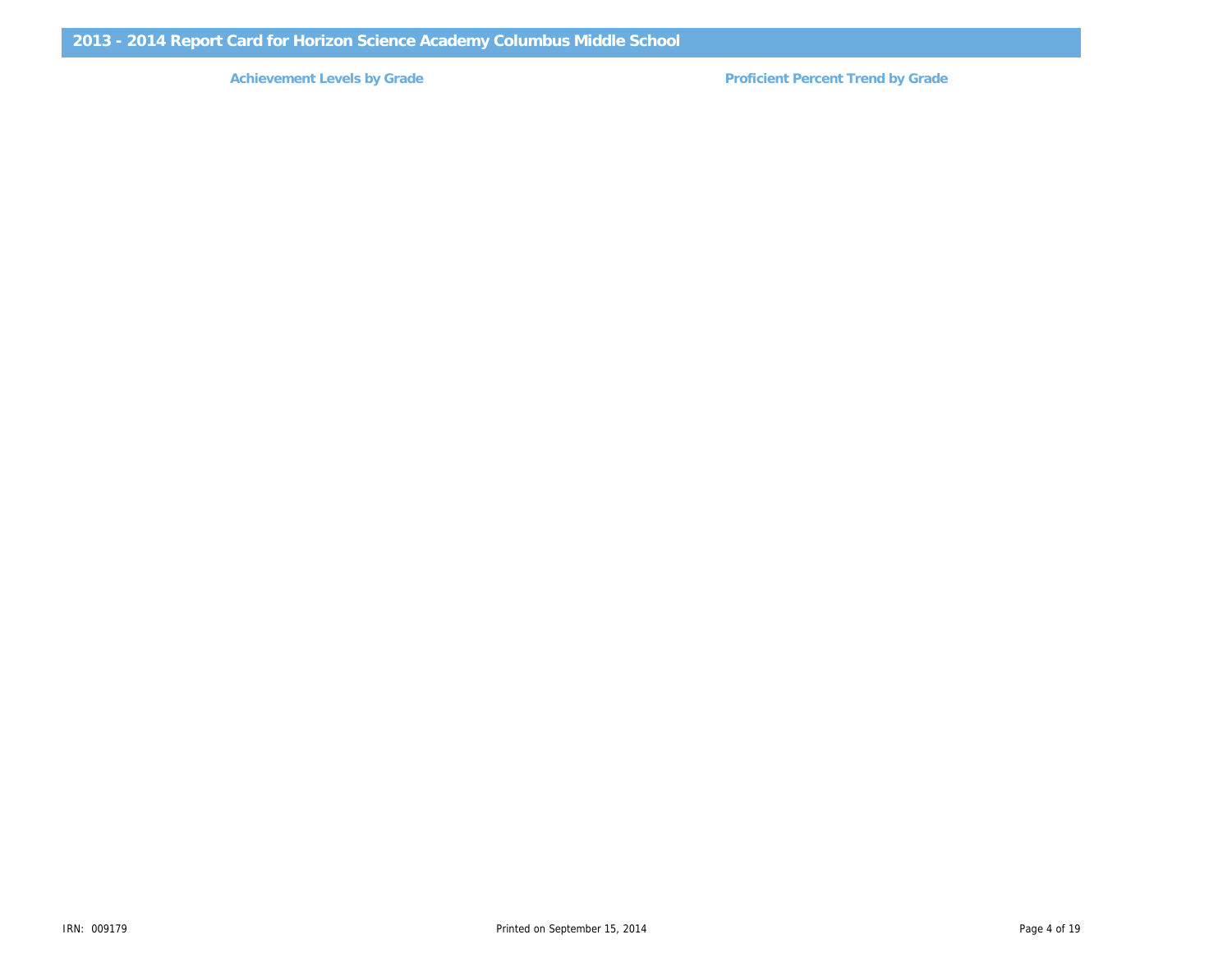## 2013 - 2014 Report Card for Horizon Science Academy Columbus Middle School

### Achievement Levels by Grade

### Proficient Percent Trend by Grade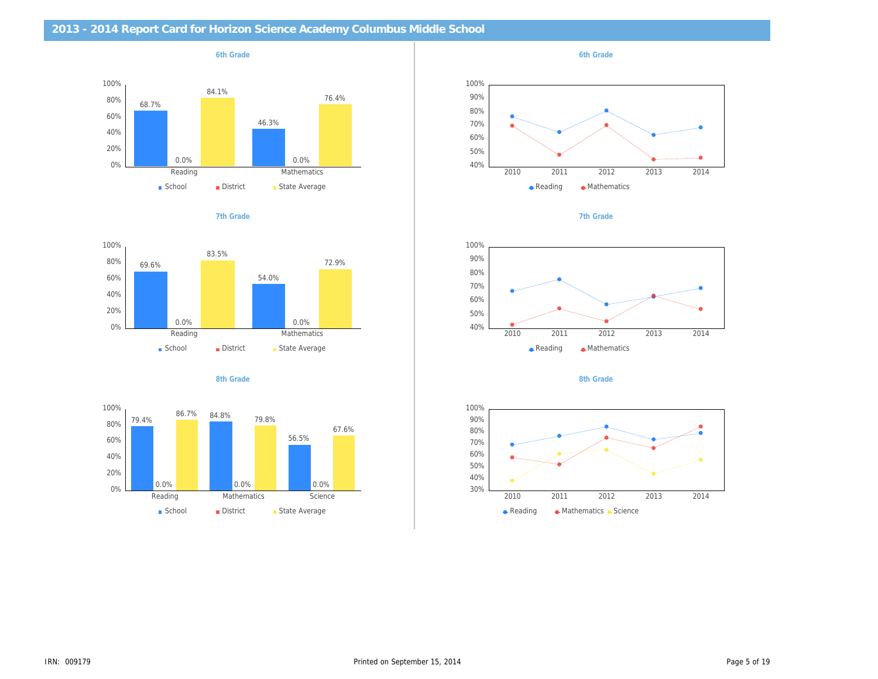## 2013 - 2014 Report Card for Horizon Science Academy Columbus Middle School

### 6th Grade

| | School | District | State Average |
|---|---|---|---|
| Reading | 68.7% | 0.0% | 84.1% |
| Mathematics | 46.3% | 0.0% | 76.4% |

### 6th Grade

Reading, Mathematics (2010–2014)

### 7th Grade

| | School | District | State Average |
|---|---|---|---|
| Reading | 69.6% | 0.0% | 83.5% |
| Mathematics | 54.0% | 0.0% | 72.9% |

### 7th Grade

Reading, Mathematics (2010–2014)

### 8th Grade

| | School | District | State Average |
|---|---|---|---|
| Reading | 79.4% | 0.0% | 86.7% |
| Mathematics | 84.8% | 0.0% | 79.8% |
| Science | 56.5% | 0.0% | 67.6% |

### 8th Grade

Reading, Mathematics, Science (2010–2014)

IRN: 009179

Printed on September 15, 2014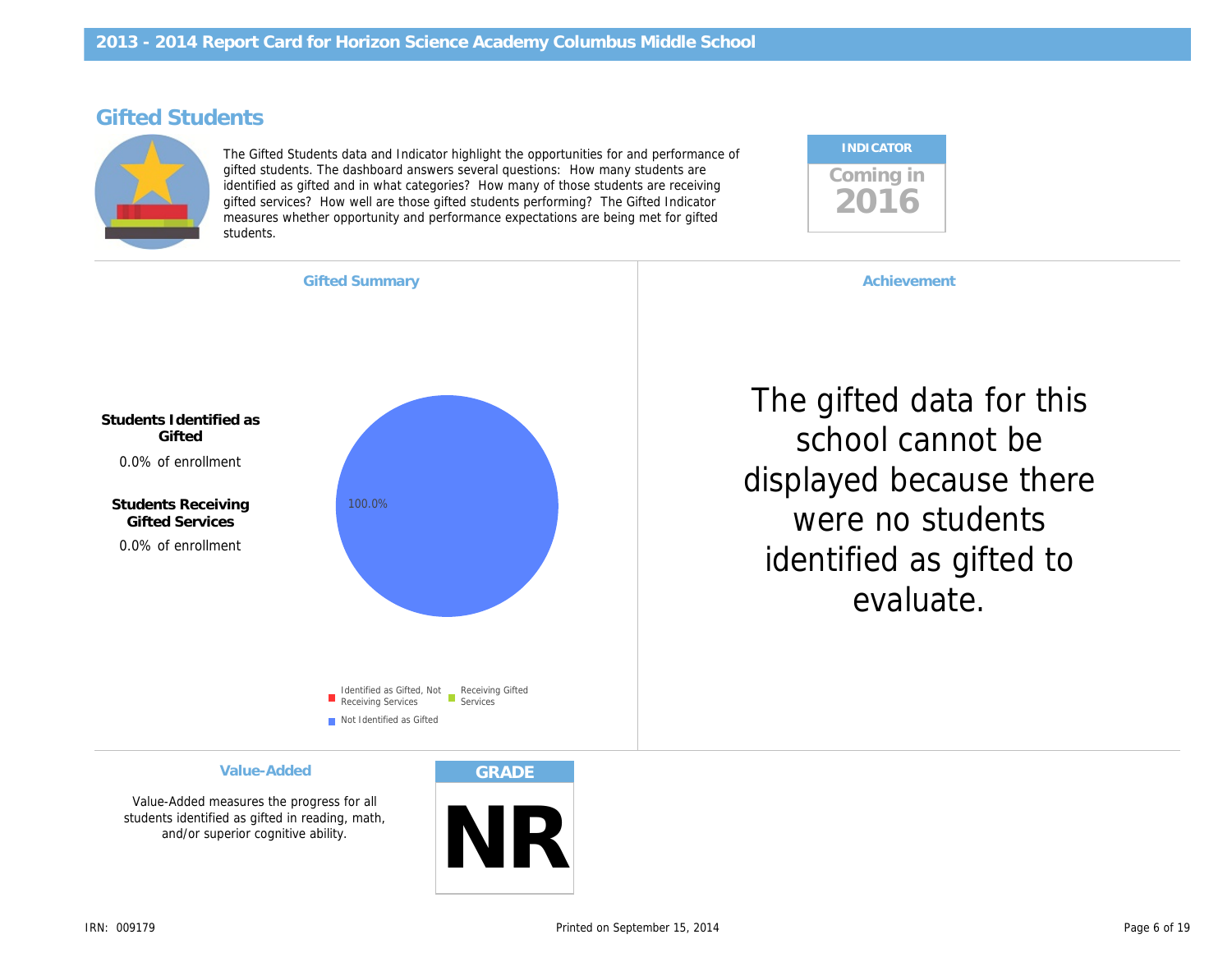## Gifted Students

The Gifted Students data and Indicator highlight the opportunities for and performance of gifted students. The dashboard answers several questions: How many students are identified as gifted and in what categories? How many of those students are receiving gifted services? How well are those gifted students performing? The Gifted Indicator measures whether opportunity and performance expectations are being met for gifted students.

**INDICATOR**

Coming in **2016**

### Gifted Summary

**Students Identified as Gifted**

0.0% of enrollment

**Students Receiving Gifted Services**

0.0% of enrollment

100.0%

- Identified as Gifted, Not Receiving Services
- Receiving Gifted Services
- Not Identified as Gifted

### Achievement

The gifted data for this school cannot be displayed because there were no students identified as gifted to evaluate.

### Value-Added

Value-Added measures the progress for all students identified as gifted in reading, math, and/or superior cognitive ability.

**GRADE**

**NR**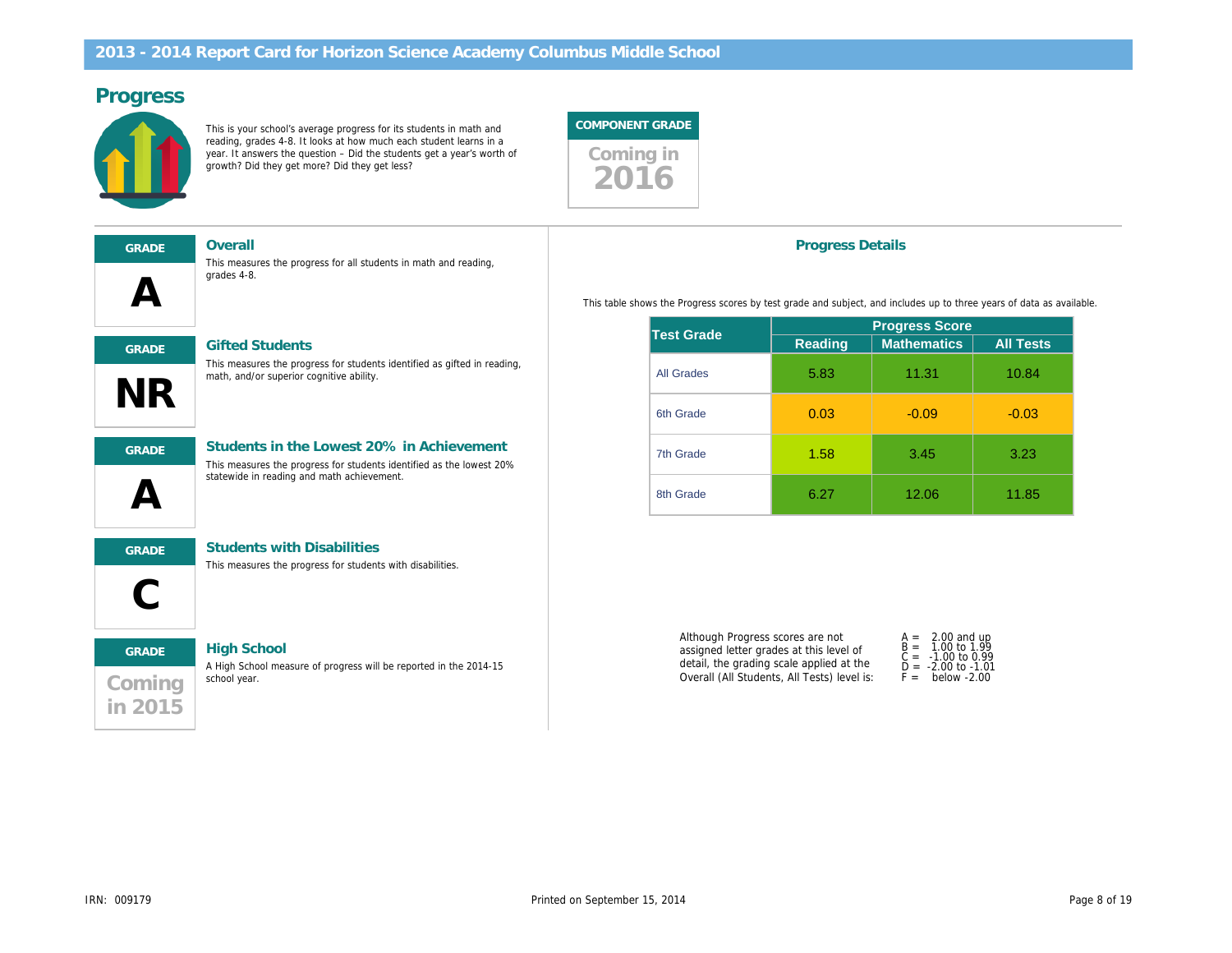# 2013 - 2014 Report Card for Horizon Science Academy Columbus Middle School

## Progress

This is your school's average progress for its students in math and reading, grades 4-8. It looks at how much each student learns in a year. It answers the question – Did the students get a year's worth of growth? Did they get more? Did they get less?

**COMPONENT GRADE**

Coming in 2016

---

**GRADE**

**A**

### Overall

This measures the progress for all students in math and reading, grades 4-8.

**GRADE**

**NR**

### Gifted Students

This measures the progress for students identified as gifted in reading, math, and/or superior cognitive ability.

**GRADE**

**A**

### Students in the Lowest 20% in Achievement

This measures the progress for students identified as the lowest 20% statewide in reading and math achievement.

**GRADE**

**C**

### Students with Disabilities

This measures the progress for students with disabilities.

**GRADE**

Coming in 2015

### High School

A High School measure of progress will be reported in the 2014-15 school year.

### Progress Details

This table shows the Progress scores by test grade and subject, and includes up to three years of data as available.

| Test Grade | Progress Score | | |
|---|---|---|---|
| | Reading | Mathematics | All Tests |
| All Grades | 5.83 | 11.31 | 10.84 |
| 6th Grade | 0.03 | -0.09 | -0.03 |
| 7th Grade | 1.58 | 3.45 | 3.23 |
| 8th Grade | 6.27 | 12.06 | 11.85 |

Although Progress scores are not assigned letter grades at this level of detail, the grading scale applied at the Overall (All Students, All Tests) level is:

A = 2.00 and up
B = 1.00 to 1.99
C = -1.00 to 0.99
D = -2.00 to -1.01
F = below -2.00

IRN: 009179

Printed on September 15, 2014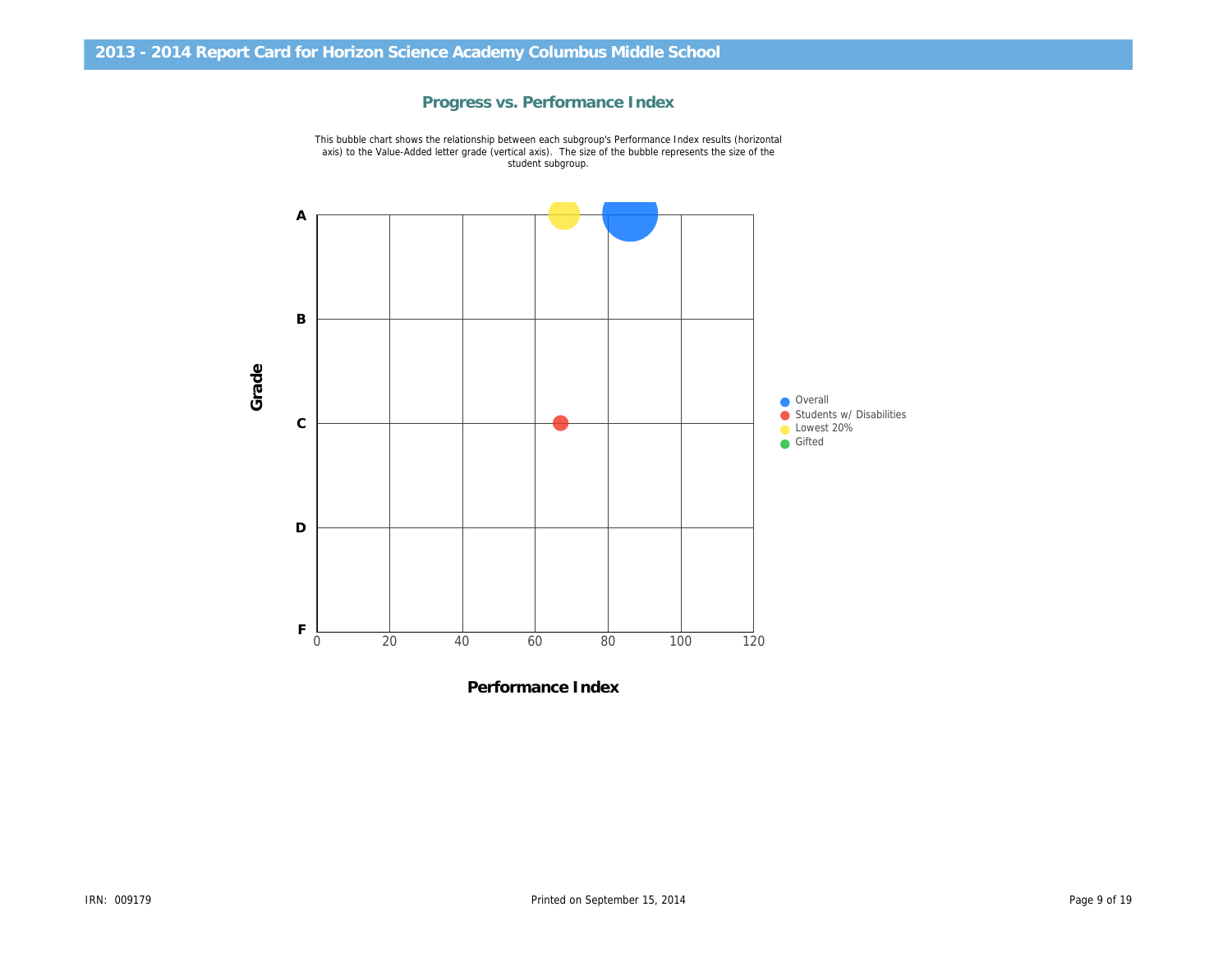# 2013 - 2014 Report Card for Horizon Science Academy Columbus Middle School

## Progress vs. Performance Index

This bubble chart shows the relationship between each subgroup's Performance Index results (horizontal axis) to the Value-Added letter grade (vertical axis). The size of the bubble represents the size of the student subgroup.

Grade

A

B

C

D

F

0 20 40 60 80 100 120

**Performance Index**

- Overall
- Students w/ Disabilities
- Lowest 20%
- Gifted

IRN: 009179

Printed on September 15, 2014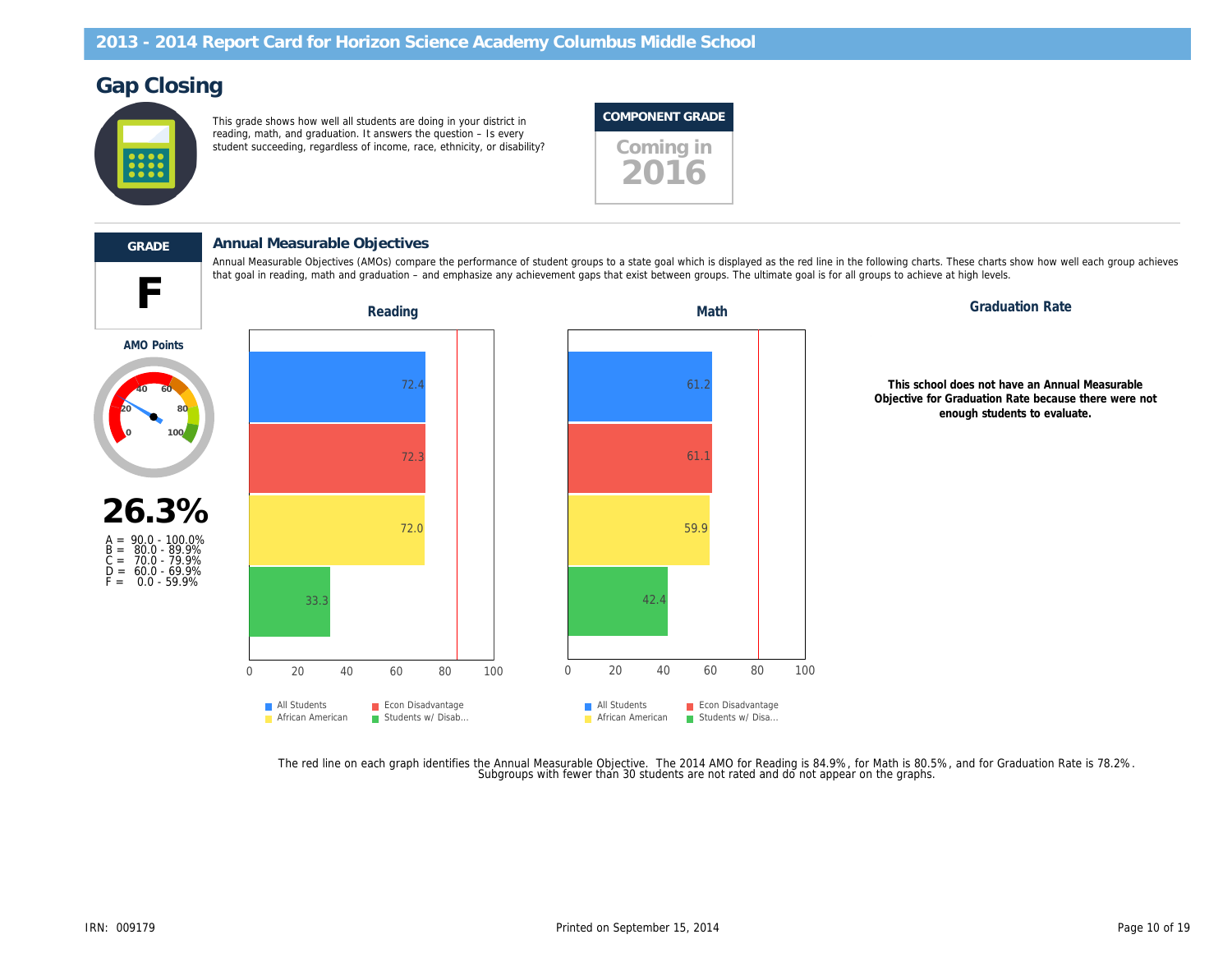## 2013 - 2014 Report Card for Horizon Science Academy Columbus Middle School

# Gap Closing

This grade shows how well all students are doing in your district in reading, math, and graduation. It answers the question – Is every student succeeding, regardless of income, race, ethnicity, or disability?

**COMPONENT GRADE**

Coming in 2016

**GRADE**

**F**

**AMO Points**

**26.3%**

A = 90.0 - 100.0%
B = 80.0 - 89.9%
C = 70.0 - 79.9%
D = 60.0 - 69.9%
F = 0.0 - 59.9%

### Annual Measurable Objectives

Annual Measurable Objectives (AMOs) compare the performance of student groups to a state goal which is displayed as the red line in the following charts. These charts show how well each group achieves that goal in reading, math and graduation – and emphasize any achievement gaps that exist between groups. The ultimate goal is for all groups to achieve at high levels.

| Group | Reading | Math |
|---|---|---|
| All Students | 72.4 | 61.2 |
| Econ Disadvantage | 72.3 | 61.1 |
| African American | 72.0 | 59.9 |
| Students w/ Disab... | 33.3 | 42.4 |

**Graduation Rate**

**This school does not have an Annual Measurable Objective for Graduation Rate because there were not enough students to evaluate.**

The red line on each graph identifies the Annual Measurable Objective. The 2014 AMO for Reading is 84.9%, for Math is 80.5%, and for Graduation Rate is 78.2%.
Subgroups with fewer than 30 students are not rated and do not appear on the graphs.

IRN: 009179 Printed on September 15, 2014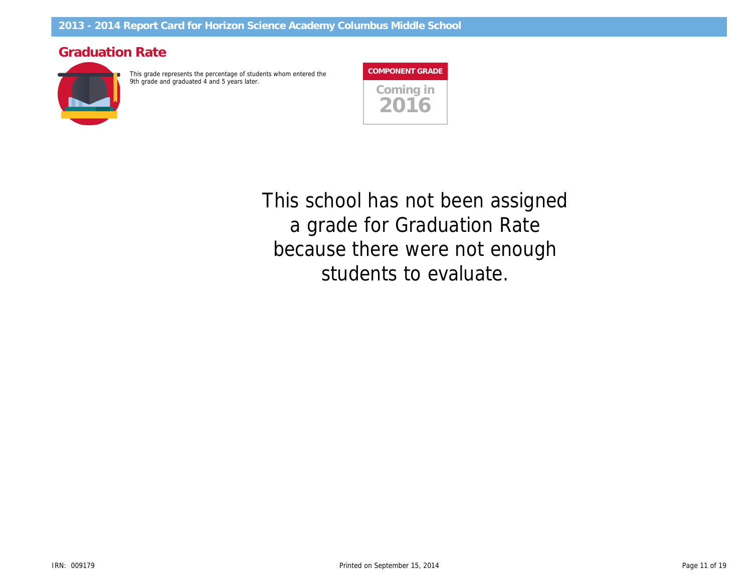## Graduation Rate

This grade represents the percentage of students whom entered the 9th grade and graduated 4 and 5 years later.

**COMPONENT GRADE**

Coming in
**2016**

This school has not been assigned a grade for Graduation Rate because there were not enough students to evaluate.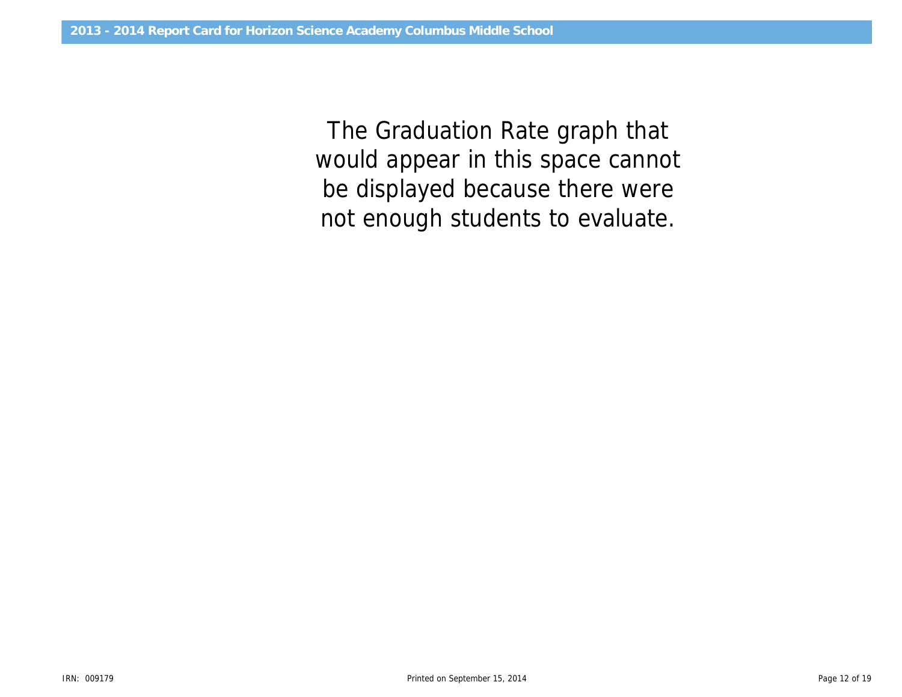The Graduation Rate graph that would appear in this space cannot be displayed because there were not enough students to evaluate.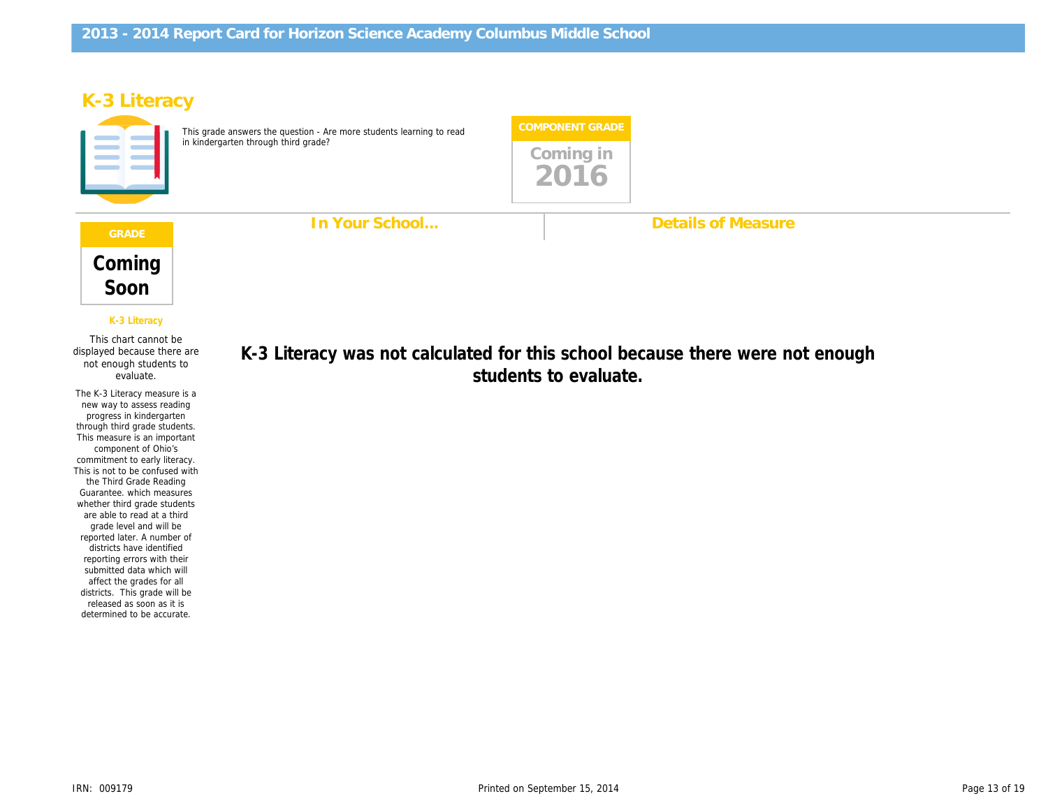# K-3 Literacy

This grade answers the question - Are more students learning to read in kindergarten through third grade?

**COMPONENT GRADE**

Coming in **2016**

## In Your School...

## Details of Measure

**GRADE**

**Coming Soon**

**K-3 Literacy**

This chart cannot be displayed because there are not enough students to evaluate.

The K-3 Literacy measure is a new way to assess reading progress in kindergarten through third grade students. This measure is an important component of Ohio's commitment to early literacy. This is not to be confused with the Third Grade Reading Guarantee. which measures whether third grade students are able to read at a third grade level and will be reported later. A number of districts have identified reporting errors with their submitted data which will affect the grades for all districts. This grade will be released as soon as it is determined to be accurate.

**K-3 Literacy was not calculated for this school because there were not enough students to evaluate.**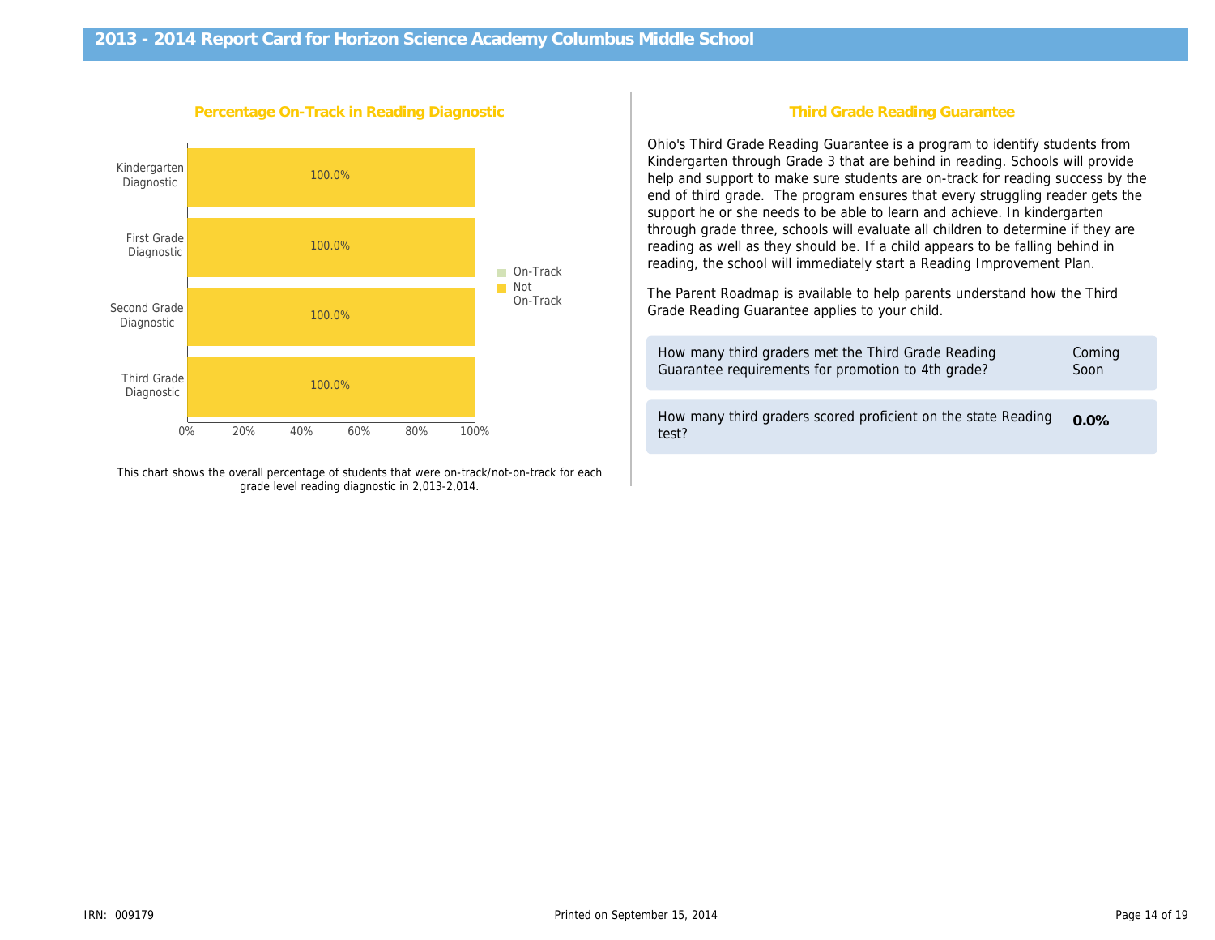# 2013 - 2014 Report Card for Horizon Science Academy Columbus Middle School

## Percentage On-Track in Reading Diagnostic

| Diagnostic | On-Track | Not On-Track |
|---|---|---|
| Kindergarten Diagnostic | | 100.0% |
| First Grade Diagnostic | | 100.0% |
| Second Grade Diagnostic | | 100.0% |
| Third Grade Diagnostic | | 100.0% |

This chart shows the overall percentage of students that were on-track/not-on-track for each grade level reading diagnostic in 2,013-2,014.

## Third Grade Reading Guarantee

Ohio's Third Grade Reading Guarantee is a program to identify students from Kindergarten through Grade 3 that are behind in reading. Schools will provide help and support to make sure students are on-track for reading success by the end of third grade. The program ensures that every struggling reader gets the support he or she needs to be able to learn and achieve. In kindergarten through grade three, schools will evaluate all children to determine if they are reading as well as they should be. If a child appears to be falling behind in reading, the school will immediately start a Reading Improvement Plan.

The Parent Roadmap is available to help parents understand how the Third Grade Reading Guarantee applies to your child.

| | |
|---|---|
| How many third graders met the Third Grade Reading Guarantee requirements for promotion to 4th grade? | Coming Soon |
| How many third graders scored proficient on the state Reading test? | **0.0%** |

IRN: 009179

Printed on September 15, 2014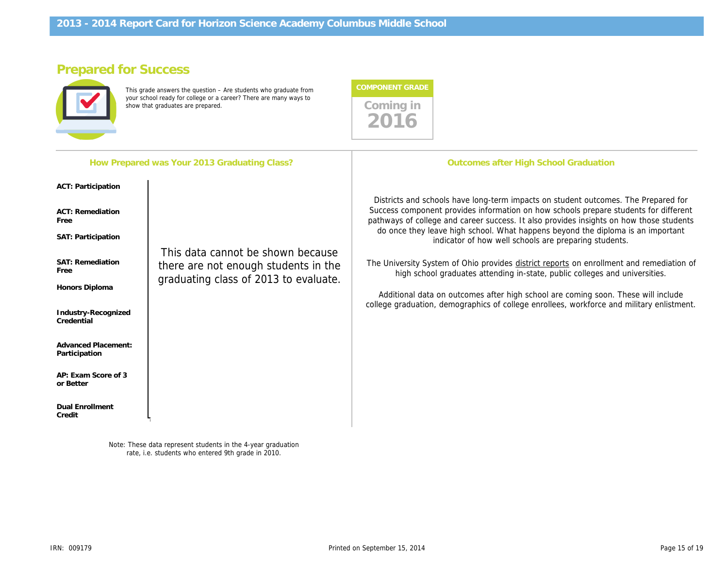# 2013 - 2014 Report Card for Horizon Science Academy Columbus Middle School

## Prepared for Success

This grade answers the question – Are students who graduate from your school ready for college or a career? There are many ways to show that graduates are prepared.

**COMPONENT GRADE**

Coming in 2016

### How Prepared was Your 2013 Graduating Class?

| | |
|---|---|
| **ACT: Participation** | This data cannot be shown because there are not enough students in the graduating class of 2013 to evaluate. |
| **ACT: Remediation Free** | |
| **SAT: Participation** | |
| **SAT: Remediation Free** | |
| **Honors Diploma** | |
| **Industry-Recognized Credential** | |
| **Advanced Placement: Participation** | |
| **AP: Exam Score of 3 or Better** | |
| **Dual Enrollment Credit** | |

Note: These data represent students in the 4-year graduation rate, i.e. students who entered 9th grade in 2010.

### Outcomes after High School Graduation

Districts and schools have long-term impacts on student outcomes. The Prepared for Success component provides information on how schools prepare students for different pathways of college and career success. It also provides insights on how those students do once they leave high school. What happens beyond the diploma is an important indicator of how well schools are preparing students.

The University System of Ohio provides district reports on enrollment and remediation of high school graduates attending in-state, public colleges and universities.

Additional data on outcomes after high school are coming soon. These will include college graduation, demographics of college enrollees, workforce and military enlistment.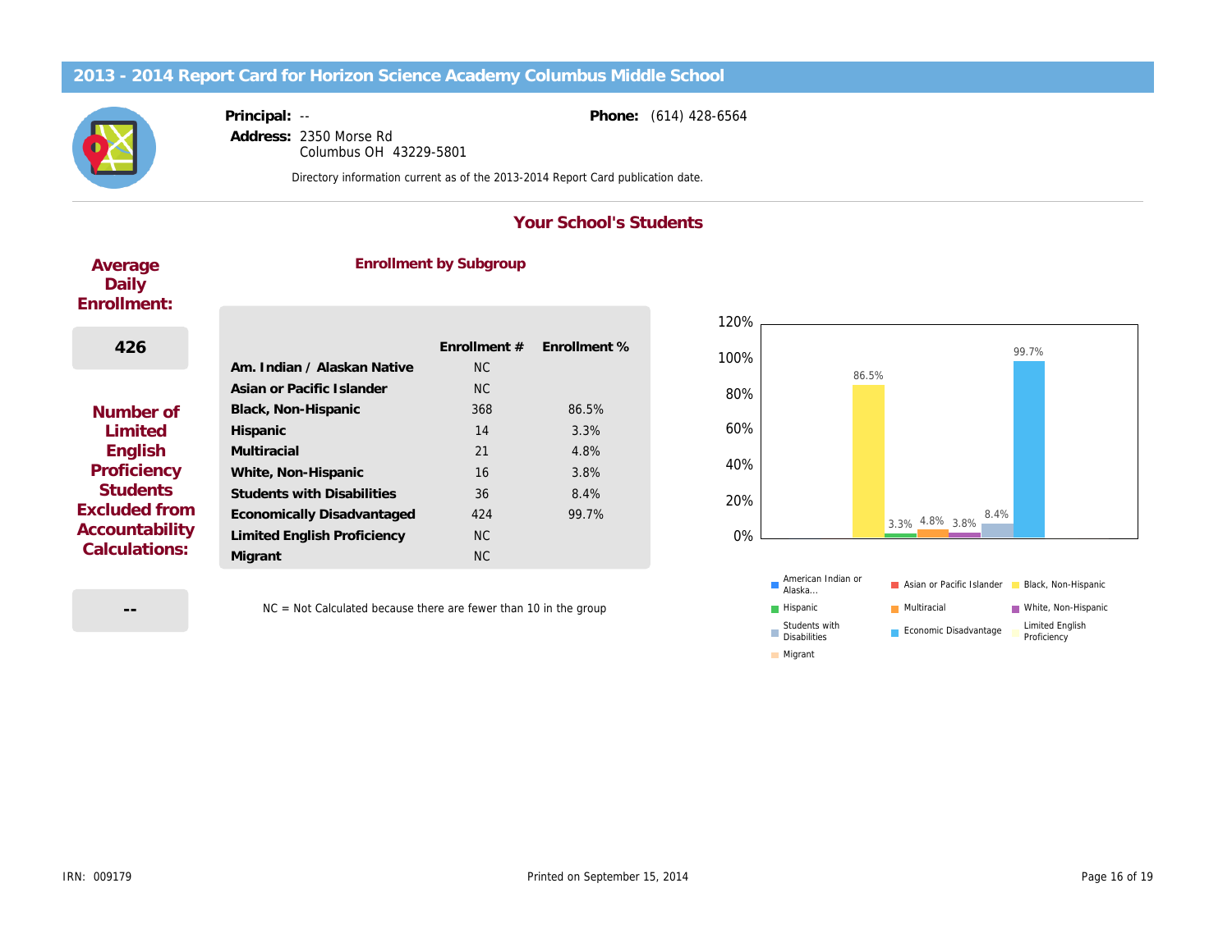# 2013 - 2014 Report Card for Horizon Science Academy Columbus Middle School

**Principal:** --

**Address:** 2350 Morse Rd
Columbus OH 43229-5801

**Phone:** (614) 428-6564

Directory information current as of the 2013-2014 Report Card publication date.

## Your School's Students

**Average Daily Enrollment:**

426

**Number of Limited English Proficiency Students Excluded from Accountability Calculations:**

--

### Enrollment by Subgroup

| | Enrollment # | Enrollment % |
|---|---|---|
| Am. Indian / Alaskan Native | NC | |
| Asian or Pacific Islander | NC | |
| Black, Non-Hispanic | 368 | 86.5% |
| Hispanic | 14 | 3.3% |
| Multiracial | 21 | 4.8% |
| White, Non-Hispanic | 16 | 3.8% |
| Students with Disabilities | 36 | 8.4% |
| Economically Disadvantaged | 424 | 99.7% |
| Limited English Proficiency | NC | |
| Migrant | NC | |

NC = Not Calculated because there are fewer than 10 in the group

| Subgroup | % |
|---|---|
| Black, Non-Hispanic | 86.5% |
| Hispanic | 3.3% |
| Multiracial | 4.8% |
| White, Non-Hispanic | 3.8% |
| Students with Disabilities | 8.4% |
| Economic Disadvantage | 99.7% |

Legend: American Indian or Alaska..., Asian or Pacific Islander, Black, Non-Hispanic, Hispanic, Multiracial, White, Non-Hispanic, Students with Disabilities, Economic Disadvantage, Limited English Proficiency, Migrant

IRN: 009179

Printed on September 15, 2014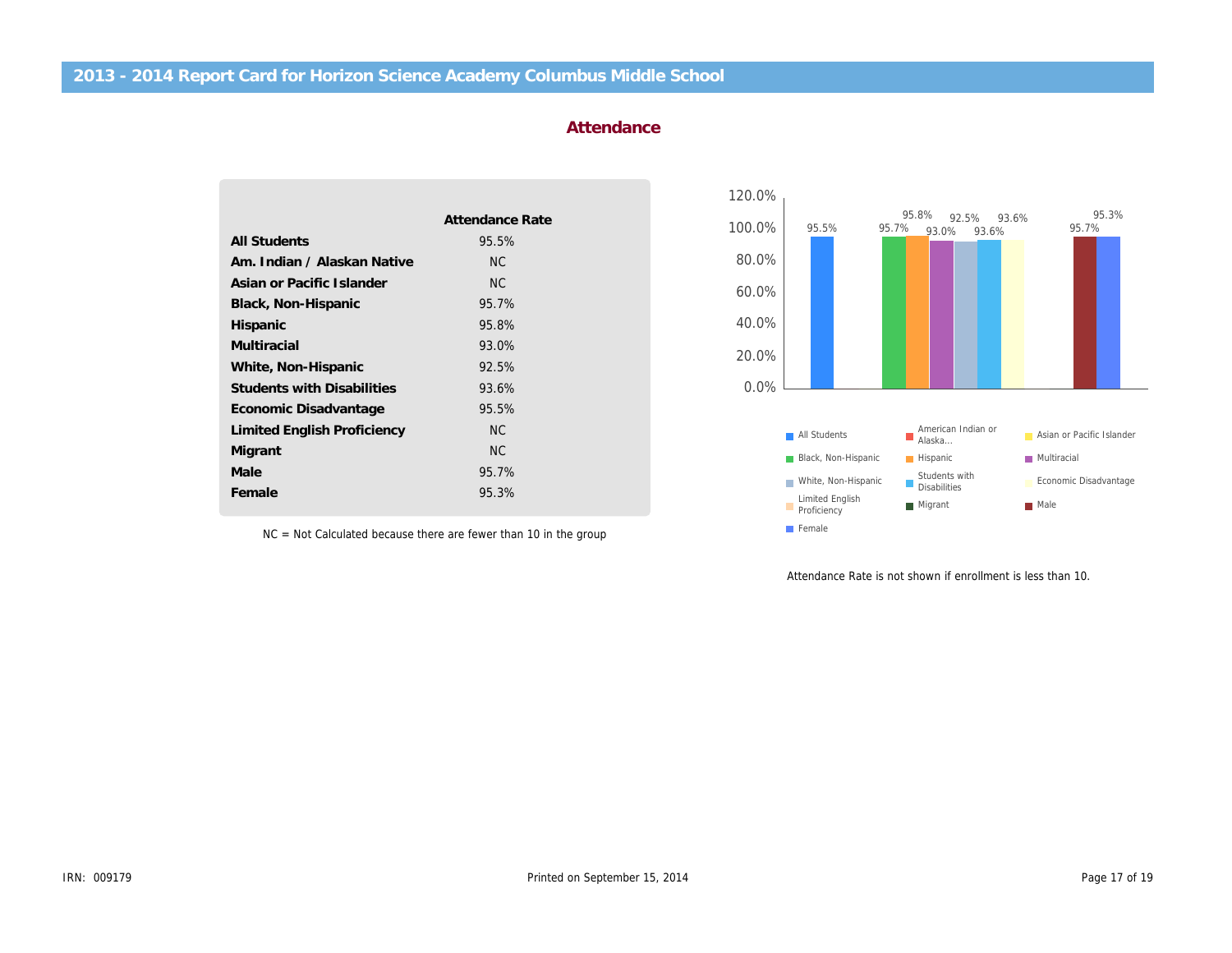## 2013 - 2014 Report Card for Horizon Science Academy Columbus Middle School

### Attendance

| | Attendance Rate |
|---|---|
| **All Students** | 95.5% |
| **Am. Indian / Alaskan Native** | NC |
| **Asian or Pacific Islander** | NC |
| **Black, Non-Hispanic** | 95.7% |
| **Hispanic** | 95.8% |
| **Multiracial** | 93.0% |
| **White, Non-Hispanic** | 92.5% |
| **Students with Disabilities** | 93.6% |
| **Economic Disadvantage** | 95.5% |
| **Limited English Proficiency** | NC |
| **Migrant** | NC |
| **Male** | 95.7% |
| **Female** | 95.3% |

NC = Not Calculated because there are fewer than 10 in the group

Attendance Rate is not shown if enrollment is less than 10.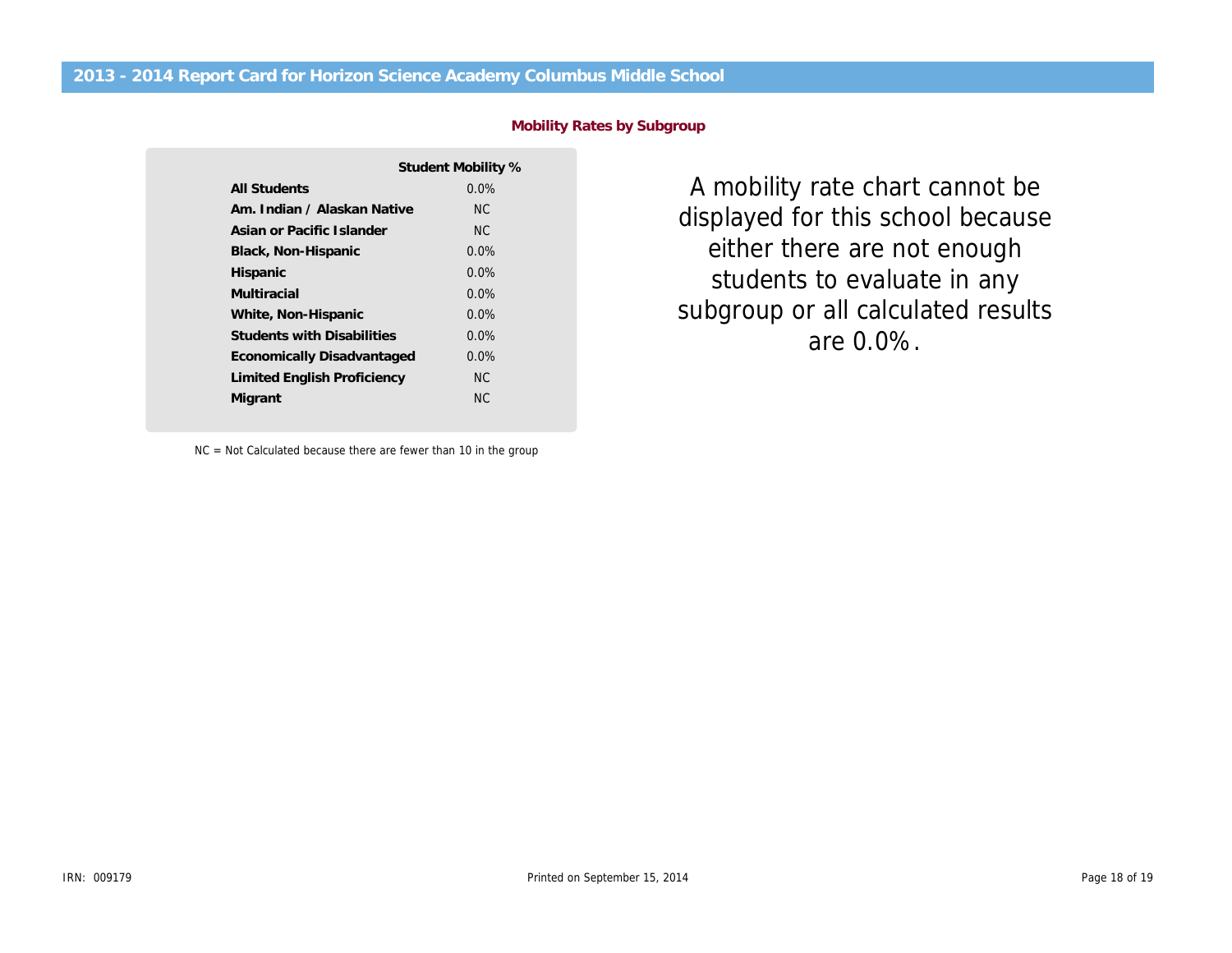## 2013 - 2014 Report Card for Horizon Science Academy Columbus Middle School

### Mobility Rates by Subgroup

| | Student Mobility % |
|---|---|
| **All Students** | 0.0% |
| **Am. Indian / Alaskan Native** | NC |
| **Asian or Pacific Islander** | NC |
| **Black, Non-Hispanic** | 0.0% |
| **Hispanic** | 0.0% |
| **Multiracial** | 0.0% |
| **White, Non-Hispanic** | 0.0% |
| **Students with Disabilities** | 0.0% |
| **Economically Disadvantaged** | 0.0% |
| **Limited English Proficiency** | NC |
| **Migrant** | NC |

NC = Not Calculated because there are fewer than 10 in the group

A mobility rate chart cannot be displayed for this school because either there are not enough students to evaluate in any subgroup or all calculated results are 0.0%.

IRN: 009179

Printed on September 15, 2014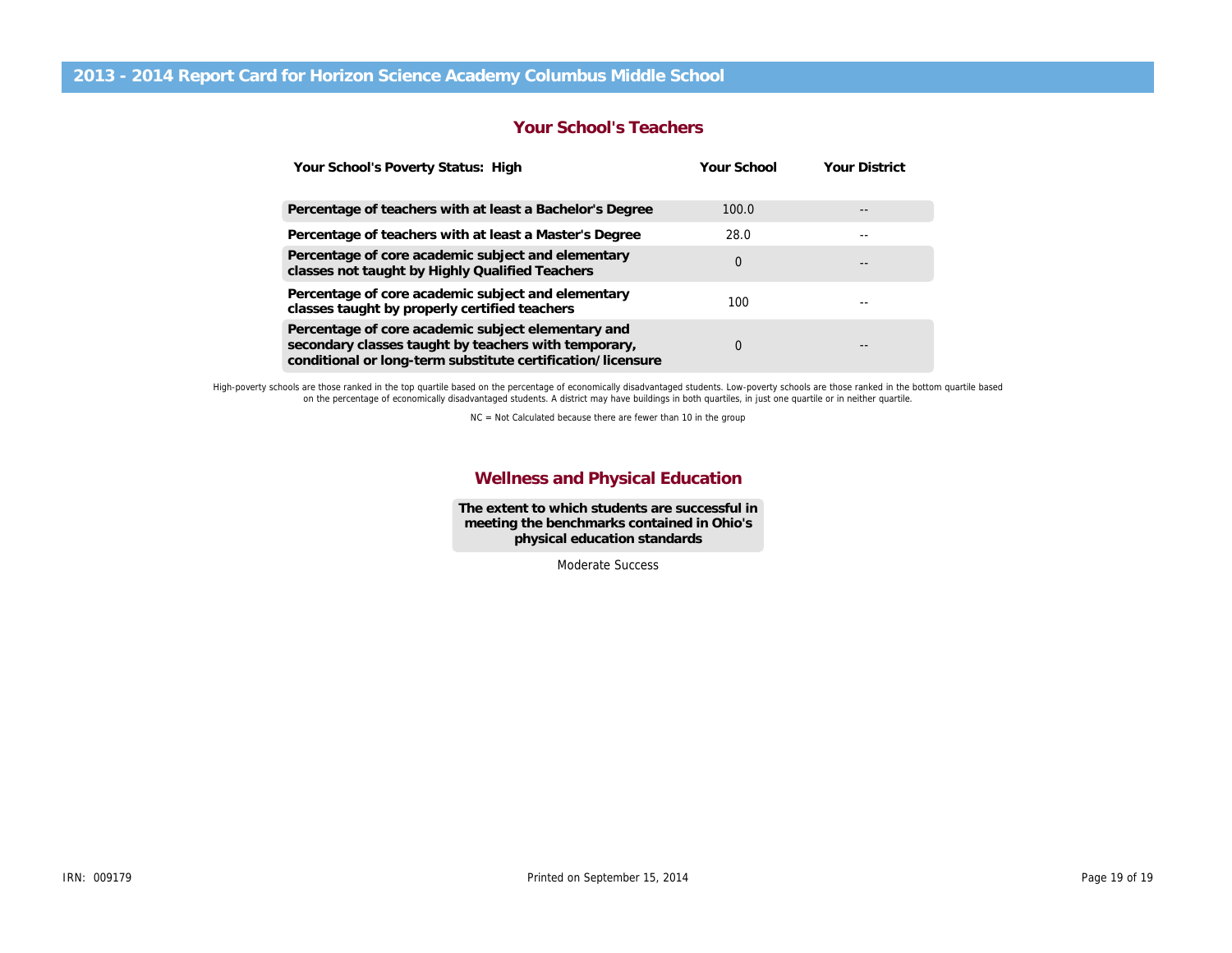# 2013 - 2014 Report Card for Horizon Science Academy Columbus Middle School

## Your School's Teachers

| Your School's Poverty Status: High | Your School | Your District |
|---|---|---|
| Percentage of teachers with at least a Bachelor's Degree | 100.0 | -- |
| Percentage of teachers with at least a Master's Degree | 28.0 | -- |
| Percentage of core academic subject and elementary classes not taught by Highly Qualified Teachers | 0 | -- |
| Percentage of core academic subject and elementary classes taught by properly certified teachers | 100 | -- |
| Percentage of core academic subject elementary and secondary classes taught by teachers with temporary, conditional or long-term substitute certification/licensure | 0 | -- |

High-poverty schools are those ranked in the top quartile based on the percentage of economically disadvantaged students. Low-poverty schools are those ranked in the bottom quartile based on the percentage of economically disadvantaged students. A district may have buildings in both quartiles, in just one quartile or in neither quartile.

NC = Not Calculated because there are fewer than 10 in the group

## Wellness and Physical Education

| The extent to which students are successful in meeting the benchmarks contained in Ohio's physical education standards |
|---|
| Moderate Success |

IRN: 009179

Printed on September 15, 2014